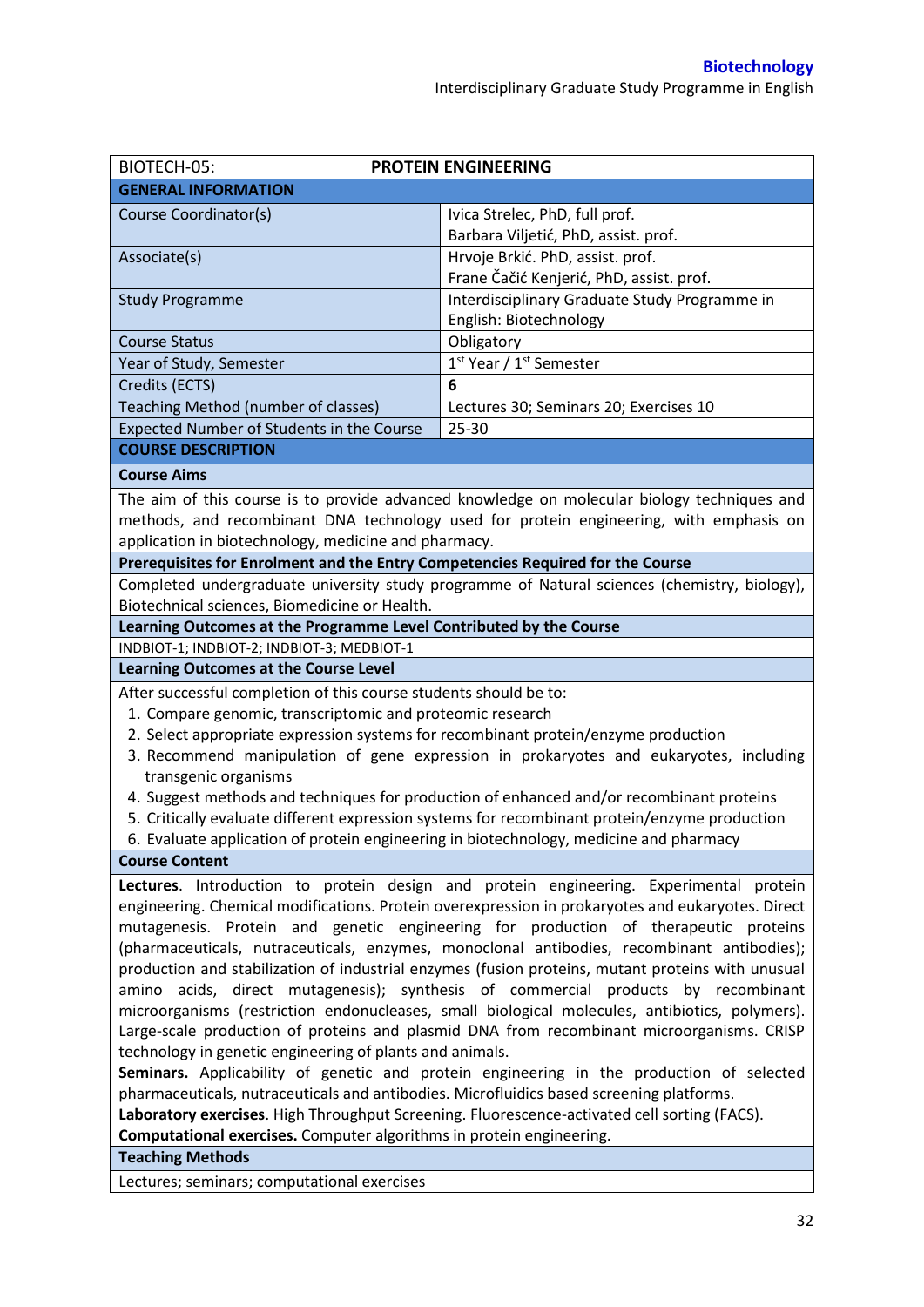| BIOTECH-05: | PROTEIN ENGINEERING |
|---|---|
| **GENERAL INFORMATION** | |
| Course Coordinator(s) | Ivica Strelec, PhD, full prof.<br>Barbara Viljetić, PhD, assist. prof. |
| Associate(s) | Hrvoje Brkić. PhD, assist. prof.<br>Frane Čačić Kenjerić, PhD, assist. prof. |
| Study Programme | Interdisciplinary Graduate Study Programme in English: Biotechnology |
| Course Status | Obligatory |
| Year of Study, Semester | 1st Year / 1st Semester |
| Credits (ECTS) | **6** |
| Teaching Method (number of classes) | Lectures 30; Seminars 20; Exercises 10 |
| Expected Number of Students in the Course | 25-30 |

## COURSE DESCRIPTION

### Course Aims

The aim of this course is to provide advanced knowledge on molecular biology techniques and methods, and recombinant DNA technology used for protein engineering, with emphasis on application in biotechnology, medicine and pharmacy.

### Prerequisites for Enrolment and the Entry Competencies Required for the Course

Completed undergraduate university study programme of Natural sciences (chemistry, biology), Biotechnical sciences, Biomedicine or Health.

### Learning Outcomes at the Programme Level Contributed by the Course

INDBIOT-1; INDBIOT-2; INDBIOT-3; MEDBIOT-1

### Learning Outcomes at the Course Level

After successful completion of this course students should be to:

1. Compare genomic, transcriptomic and proteomic research
2. Select appropriate expression systems for recombinant protein/enzyme production
3. Recommend manipulation of gene expression in prokaryotes and eukaryotes, including transgenic organisms
4. Suggest methods and techniques for production of enhanced and/or recombinant proteins
5. Critically evaluate different expression systems for recombinant protein/enzyme production
6. Evaluate application of protein engineering in biotechnology, medicine and pharmacy

### Course Content

**Lectures**. Introduction to protein design and protein engineering. Experimental protein engineering. Chemical modifications. Protein overexpression in prokaryotes and eukaryotes. Direct mutagenesis. Protein and genetic engineering for production of therapeutic proteins (pharmaceuticals, nutraceuticals, enzymes, monoclonal antibodies, recombinant antibodies); production and stabilization of industrial enzymes (fusion proteins, mutant proteins with unusual amino acids, direct mutagenesis); synthesis of commercial products by recombinant microorganisms (restriction endonucleases, small biological molecules, antibiotics, polymers). Large-scale production of proteins and plasmid DNA from recombinant microorganisms. CRISP technology in genetic engineering of plants and animals.

**Seminars.** Applicability of genetic and protein engineering in the production of selected pharmaceuticals, nutraceuticals and antibodies. Microfluidics based screening platforms.

**Laboratory exercises**. High Throughput Screening. Fluorescence-activated cell sorting (FACS).

**Computational exercises.** Computer algorithms in protein engineering.

### Teaching Methods

Lectures; seminars; computational exercises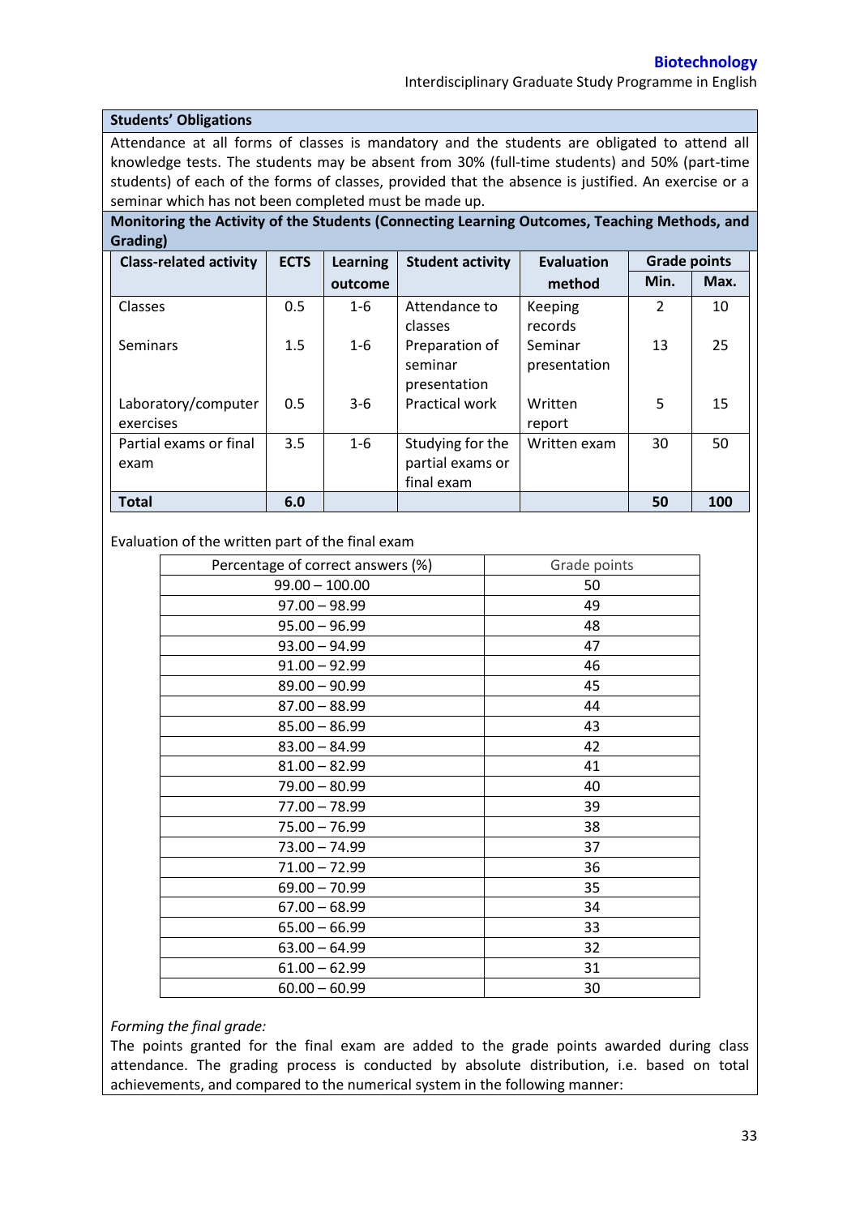**Students' Obligations**

Attendance at all forms of classes is mandatory and the students are obligated to attend all knowledge tests. The students may be absent from 30% (full-time students) and 50% (part-time students) of each of the forms of classes, provided that the absence is justified. An exercise or a seminar which has not been completed must be made up.

**Monitoring the Activity of the Students (Connecting Learning Outcomes, Teaching Methods, and Grading)**

| Class-related activity | ECTS | Learning outcome | Student activity | Evaluation method | Grade points | |
|---|---|---|---|---|---|---|
| | | | | | Min. | Max. |
| Classes | 0.5 | 1-6 | Attendance to classes | Keeping records | 2 | 10 |
| Seminars | 1.5 | 1-6 | Preparation of seminar presentation | Seminar presentation | 13 | 25 |
| Laboratory/computer exercises | 0.5 | 3-6 | Practical work | Written report | 5 | 15 |
| Partial exams or final exam | 3.5 | 1-6 | Studying for the partial exams or final exam | Written exam | 30 | 50 |
| **Total** | **6.0** | | | | **50** | **100** |

Evaluation of the written part of the final exam

| Percentage of correct answers (%) | Grade points |
|---|---|
| 99.00 – 100.00 | 50 |
| 97.00 – 98.99 | 49 |
| 95.00 – 96.99 | 48 |
| 93.00 – 94.99 | 47 |
| 91.00 – 92.99 | 46 |
| 89.00 – 90.99 | 45 |
| 87.00 – 88.99 | 44 |
| 85.00 – 86.99 | 43 |
| 83.00 – 84.99 | 42 |
| 81.00 – 82.99 | 41 |
| 79.00 – 80.99 | 40 |
| 77.00 – 78.99 | 39 |
| 75.00 – 76.99 | 38 |
| 73.00 – 74.99 | 37 |
| 71.00 – 72.99 | 36 |
| 69.00 – 70.99 | 35 |
| 67.00 – 68.99 | 34 |
| 65.00 – 66.99 | 33 |
| 63.00 – 64.99 | 32 |
| 61.00 – 62.99 | 31 |
| 60.00 – 60.99 | 30 |

*Forming the final grade:*

The points granted for the final exam are added to the grade points awarded during class attendance. The grading process is conducted by absolute distribution, i.e. based on total achievements, and compared to the numerical system in the following manner: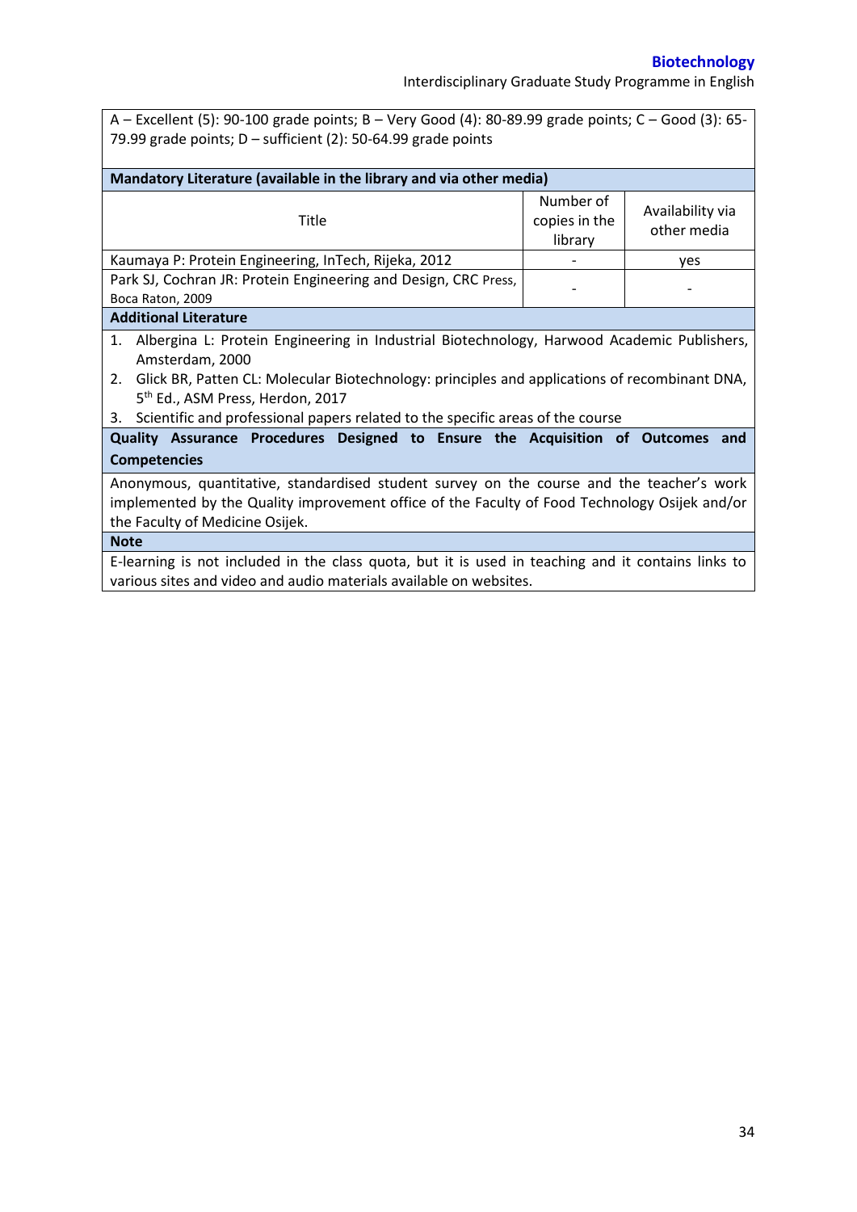A – Excellent (5): 90-100 grade points; B – Very Good (4): 80-89.99 grade points; C – Good (3): 65-79.99 grade points; D – sufficient (2): 50-64.99 grade points

**Mandatory Literature (available in the library and via other media)**

| Title | Number of copies in the library | Availability via other media |
|---|---|---|
| Kaumaya P: Protein Engineering, InTech, Rijeka, 2012 | - | yes |
| Park SJ, Cochran JR: Protein Engineering and Design, CRC Press, Boca Raton, 2009 | - | - |

**Additional Literature**

1. Albergina L: Protein Engineering in Industrial Biotechnology, Harwood Academic Publishers, Amsterdam, 2000
2. Glick BR, Patten CL: Molecular Biotechnology: principles and applications of recombinant DNA, 5th Ed., ASM Press, Herdon, 2017
3. Scientific and professional papers related to the specific areas of the course

**Quality Assurance Procedures Designed to Ensure the Acquisition of Outcomes and Competencies**

Anonymous, quantitative, standardised student survey on the course and the teacher's work implemented by the Quality improvement office of the Faculty of Food Technology Osijek and/or the Faculty of Medicine Osijek.

**Note**

E-learning is not included in the class quota, but it is used in teaching and it contains links to various sites and video and audio materials available on websites.